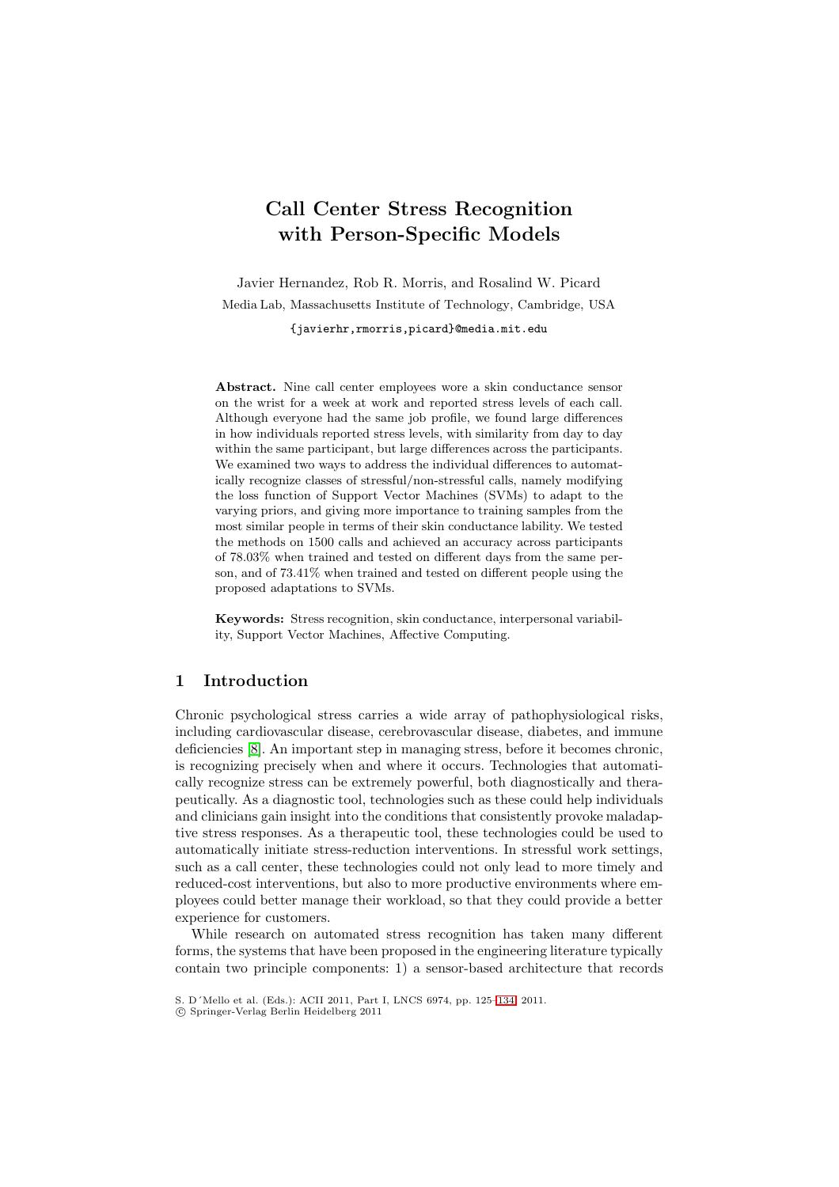# Call Center Stress Recognition with Person-Specific Models

Javier Hernandez, Rob R. Morris, and Rosalind W. Picard

Media Lab, Massachusetts Institute of Technology, Cambridge, USA

{javierhr,rmorris,picard}@media.mit.edu

**Abstract.** Nine call center employees wore a skin conductance sensor on the wrist for a week at work and reported stress levels of each call. Although everyone had the same job profile, we found large differences in how individuals reported stress levels, with similarity from day to day within the same participant, but large differences across the participants. We examined two ways to address the individual differences to automatically recognize classes of stressful/non-stressful calls, namely modifying the loss function of Support Vector Machines (SVMs) to adapt to the varying priors, and giving more importance to training samples from the most similar people in terms of their skin conductance lability. We tested the methods on 1500 calls and achieved an accuracy across participants of 78.03% when trained and tested on different days from the same person, and of 73.41% when trained and tested on different people using the proposed adaptations to SVMs.

**Keywords:** Stress recognition, skin conductance, interpersonal variability, Support Vector Machines, Affective Computing.

## 1 Introduction

Chronic psychological stress carries a wide array of pathophysiological risks, including cardiovascular disease, cerebrovascular disease, diabetes, and immune deficiencies [8]. An important step in managing stress, before it becomes chronic, is recognizing precisely when and where it occurs. Technologies that automatically recognize stress can be extremely powerful, both diagnostically and therapeutically. As a diagnostic tool, technologies such as these could help individuals and clinicians gain insight into the conditions that consistently provoke maladaptive stress responses. As a therapeutic tool, these technologies could be used to automatically initiate stress-reduction interventions. In stressful work settings, such as a call center, these technologies could not only lead to more timely and reduced-cost interventions, but also to more productive environments where employees could better manage their workload, so that they could provide a better experience for customers.

While research on automated stress recognition has taken many different forms, the systems that have been proposed in the engineering literature typically contain two principle components: 1) a sensor-based architecture that records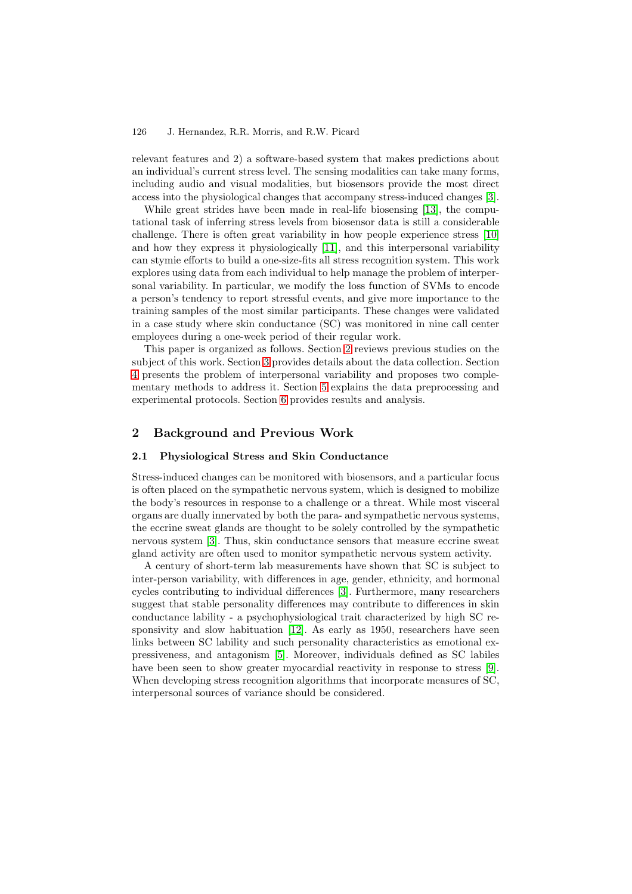relevant features and 2) a software-based system that makes predictions about an individual's current stress level. The sensing modalities can take many forms, including audio and visual modalities, but biosensors provide the most direct access into the physiological changes that accompany stress-induced changes [3].

While great strides have been made in real-life biosensing [13], the computational task of inferring stress levels from biosensor data is still a considerable challenge. There is often great variability in how people experience stress [10] and how they express it physiologically [11], and this interpersonal variability can stymie efforts to build a one-size-fits all stress recognition system. This work explores using data from each individual to help manage the problem of interpersonal variability. In particular, we modify the loss function of SVMs to encode a person's tendency to report stressful events, and give more importance to the training samples of the most similar participants. These changes were validated in a case study where skin conductance (SC) was monitored in nine call center employees during a one-week period of their regular work.

This paper is organized as follows. Section 2 reviews previous studies on the subject of this work. Section 3 provides details about the data collection. Section 4 presents the problem of interpersonal variability and proposes two complementary methods to address it. Section 5 explains the data preprocessing and experimental protocols. Section 6 provides results and analysis.

## 2 Background and Previous Work

### 2.1 Physiological Stress and Skin Conductance

Stress-induced changes can be monitored with biosensors, and a particular focus is often placed on the sympathetic nervous system, which is designed to mobilize the body's resources in response to a challenge or a threat. While most visceral organs are dually innervated by both the para- and sympathetic nervous systems, the eccrine sweat glands are thought to be solely controlled by the sympathetic nervous system [3]. Thus, skin conductance sensors that measure eccrine sweat gland activity are often used to monitor sympathetic nervous system activity.

A century of short-term lab measurements have shown that SC is subject to inter-person variability, with differences in age, gender, ethnicity, and hormonal cycles contributing to individual differences [3]. Furthermore, many researchers suggest that stable personality differences may contribute to differences in skin conductance lability - a psychophysiological trait characterized by high SC responsivity and slow habituation [12]. As early as 1950, researchers have seen links between SC lability and such personality characteristics as emotional expressiveness, and antagonism [5]. Moreover, individuals defined as SC labiles have been seen to show greater myocardial reactivity in response to stress [9]. When developing stress recognition algorithms that incorporate measures of SC, interpersonal sources of variance should be considered.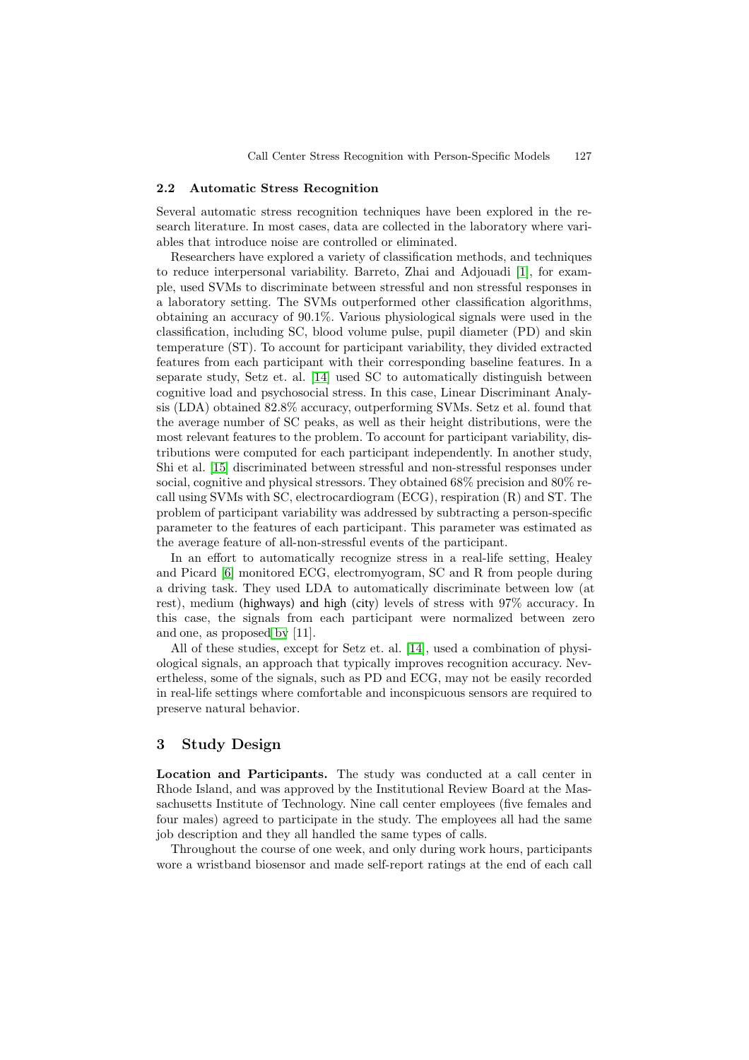### 2.2 Automatic Stress Recognition

Several automatic stress recognition techniques have been explored in the research literature. In most cases, data are collected in the laboratory where variables that introduce noise are controlled or eliminated.

Researchers have explored a variety of classification methods, and techniques to reduce interpersonal variability. Barreto, Zhai and Adjouadi [1], for example, used SVMs to discriminate between stressful and non stressful responses in a laboratory setting. The SVMs outperformed other classification algorithms, obtaining an accuracy of 90.1%. Various physiological signals were used in the classification, including SC, blood volume pulse, pupil diameter (PD) and skin temperature (ST). To account for participant variability, they divided extracted features from each participant with their corresponding baseline features. In a separate study, Setz et. al. [14] used SC to automatically distinguish between cognitive load and psychosocial stress. In this case, Linear Discriminant Analysis (LDA) obtained 82.8% accuracy, outperforming SVMs. Setz et al. found that the average number of SC peaks, as well as their height distributions, were the most relevant features to the problem. To account for participant variability, distributions were computed for each participant independently. In another study, Shi et al. [15] discriminated between stressful and non-stressful responses under social, cognitive and physical stressors. They obtained 68% precision and 80% recall using SVMs with SC, electrocardiogram (ECG), respiration (R) and ST. The problem of participant variability was addressed by subtracting a person-specific parameter to the features of each participant. This parameter was estimated as the average feature of all-non-stressful events of the participant.

In an effort to automatically recognize stress in a real-life setting, Healey and Picard [6] monitored ECG, electromyogram, SC and R from people during a driving task. They used LDA to automatically discriminate between low (at rest), medium (highways) and high (city) levels of stress with 97% accuracy. In this case, the signals from each participant were normalized between zero and one, as proposed by [11].

All of these studies, except for Setz et. al. [14], used a combination of physiological signals, an approach that typically improves recognition accuracy. Nevertheless, some of the signals, such as PD and ECG, may not be easily recorded in real-life settings where comfortable and inconspicuous sensors are required to preserve natural behavior.

## 3 Study Design

**Location and Participants.** The study was conducted at a call center in Rhode Island, and was approved by the Institutional Review Board at the Massachusetts Institute of Technology. Nine call center employees (five females and four males) agreed to participate in the study. The employees all had the same job description and they all handled the same types of calls.

Throughout the course of one week, and only during work hours, participants wore a wristband biosensor and made self-report ratings at the end of each call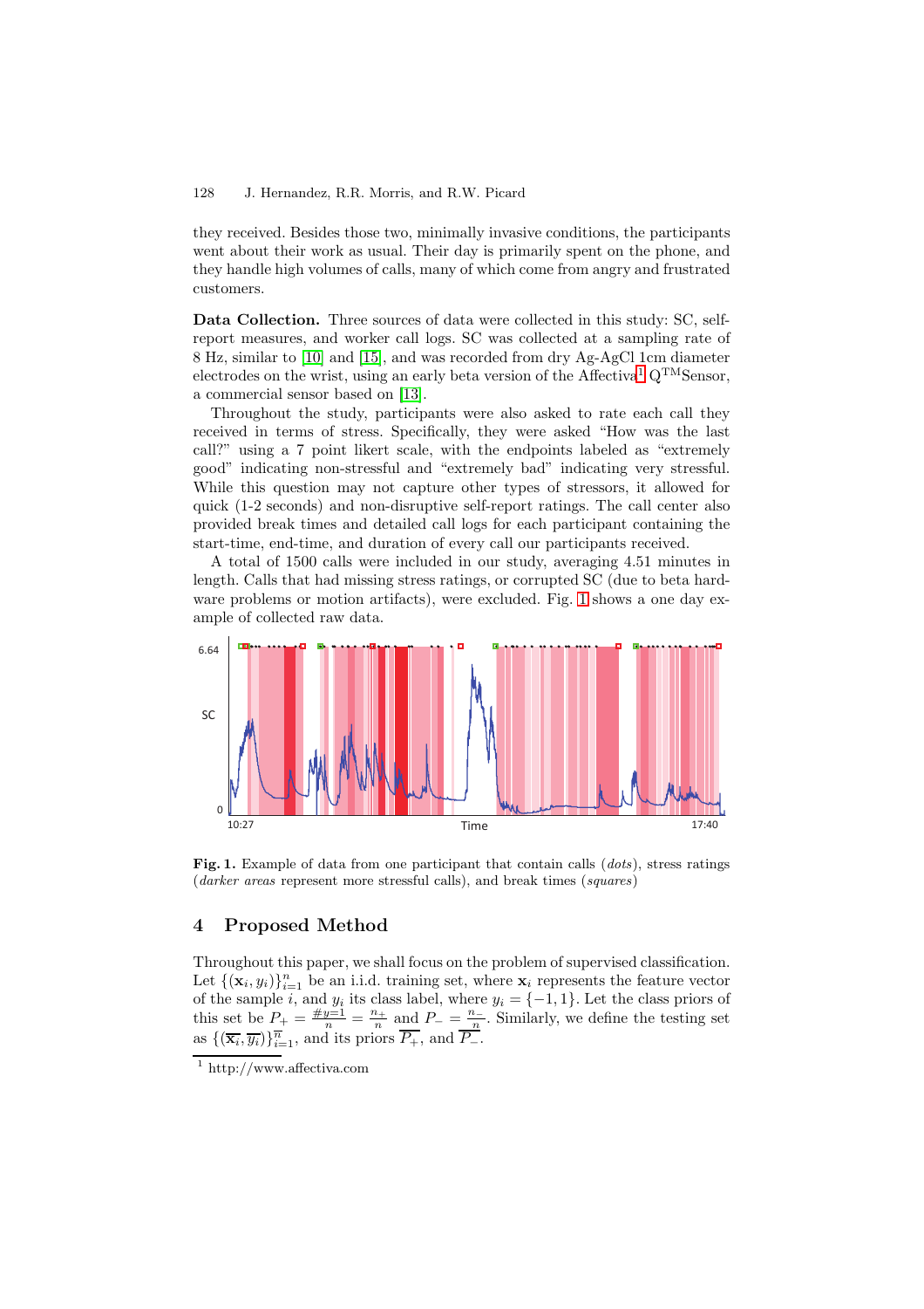they received. Besides those two, minimally invasive conditions, the participants went about their work as usual. Their day is primarily spent on the phone, and they handle high volumes of calls, many of which come from angry and frustrated customers.

**Data Collection.** Three sources of data were collected in this study: SC, self-report measures, and worker call logs. SC was collected at a sampling rate of 8 Hz, similar to [10] and [15], and was recorded from dry Ag-AgCl 1cm diameter electrodes on the wrist, using an early beta version of the Affectiva[1] Q$^{TM}$Sensor, a commercial sensor based on [13].

Throughout the study, participants were also asked to rate each call they received in terms of stress. Specifically, they were asked "How was the last call?" using a 7 point likert scale, with the endpoints labeled as "extremely good" indicating non-stressful and "extremely bad" indicating very stressful. While this question may not capture other types of stressors, it allowed for quick (1-2 seconds) and non-disruptive self-report ratings. The call center also provided break times and detailed call logs for each participant containing the start-time, end-time, and duration of every call our participants received.

A total of 1500 calls were included in our study, averaging 4.51 minutes in length. Calls that had missing stress ratings, or corrupted SC (due to beta hardware problems or motion artifacts), were excluded. Fig. 1 shows a one day example of collected raw data.

**Fig. 1.** Example of data from one participant that contain calls (*dots*), stress ratings (*darker areas* represent more stressful calls), and break times (*squares*)

## 4 Proposed Method

Throughout this paper, we shall focus on the problem of supervised classification. Let $\{(\mathbf{x}_i, y_i)\}_{i=1}^{n}$ be an i.i.d. training set, where $\mathbf{x}_i$ represents the feature vector of the sample $i$, and $y_i$ its class label, where $y_i = \{-1, 1\}$. Let the class priors of this set be $P_+ = \frac{\#y=1}{n} = \frac{n_+}{n}$ and $P_- = \frac{n_-}{n}$. Similarly, we define the testing set as $\{(\overline{\mathbf{x}_i}, \overline{y_i})\}_{i=1}^{\overline{n}}$, and its priors $\overline{P_+}$, and $\overline{P_-}$.

[1] http://www.affectiva.com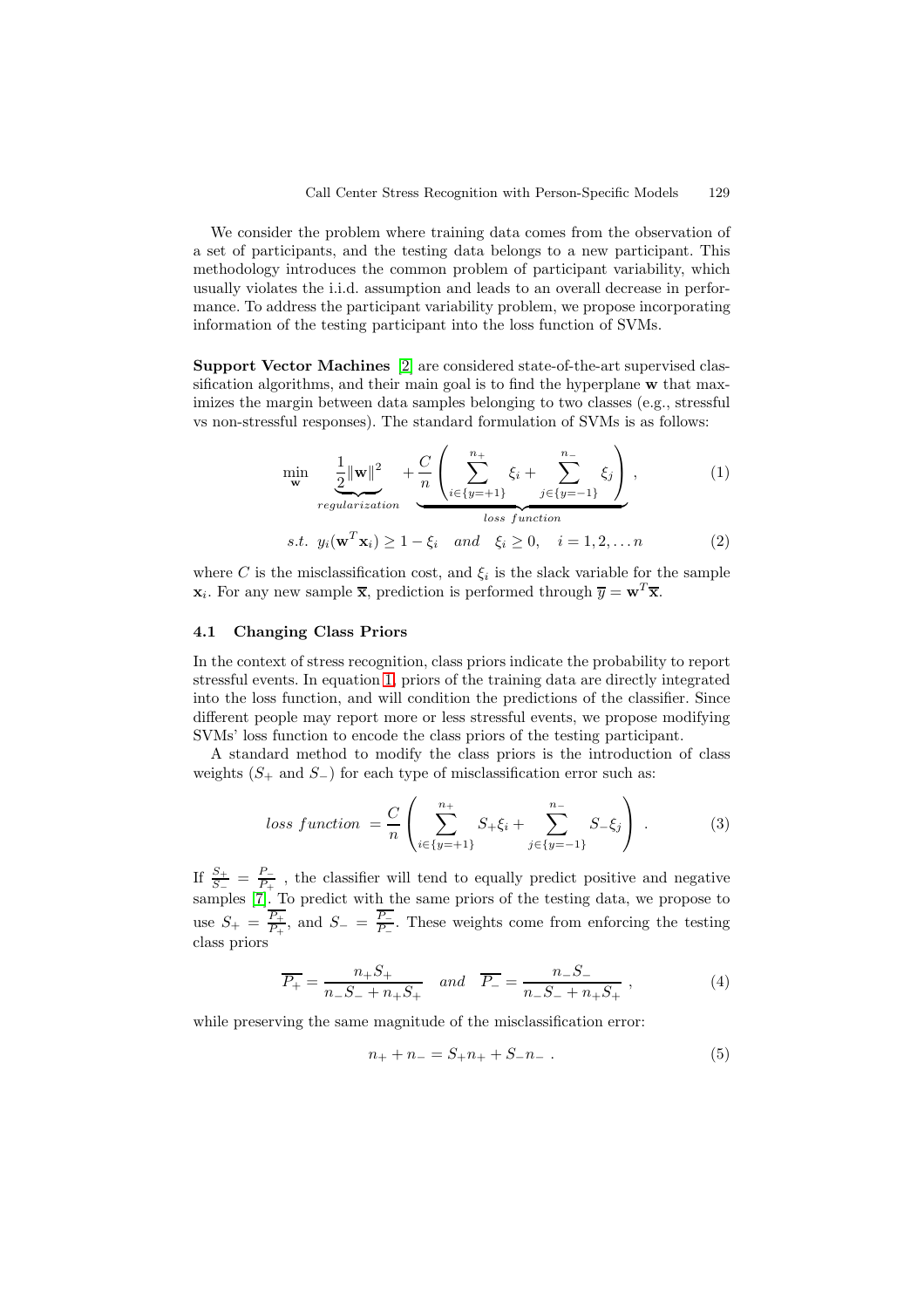We consider the problem where training data comes from the observation of a set of participants, and the testing data belongs to a new participant. This methodology introduces the common problem of participant variability, which usually violates the i.i.d. assumption and leads to an overall decrease in performance. To address the participant variability problem, we propose incorporating information of the testing participant into the loss function of SVMs.

**Support Vector Machines** [2] are considered state-of-the-art supervised classification algorithms, and their main goal is to find the hyperplane $\mathbf{w}$ that maximizes the margin between data samples belonging to two classes (e.g., stressful vs non-stressful responses). The standard formulation of SVMs is as follows:

$$\min_{\mathbf{w}} \quad \underbrace{\frac{1}{2}\|\mathbf{w}\|^2}_{regularization} \quad + \underbrace{\frac{C}{n}\left(\sum_{i\in\{y=+1\}}^{n_+} \xi_i + \sum_{j\in\{y=-1\}}^{n_-} \xi_j\right)}_{loss\ function}, \tag{1}$$

$$s.t. \quad y_i(\mathbf{w}^T\mathbf{x}_i) \geq 1 - \xi_i \quad and \quad \xi_i \geq 0, \quad i = 1, 2, \ldots n \tag{2}$$

where $C$ is the misclassification cost, and $\xi_i$ is the slack variable for the sample $\mathbf{x}_i$. For any new sample $\overline{\mathbf{x}}$, prediction is performed through $\overline{y} = \mathbf{w}^T\overline{\mathbf{x}}$.

### 4.1 Changing Class Priors

In the context of stress recognition, class priors indicate the probability to report stressful events. In equation 1, priors of the training data are directly integrated into the loss function, and will condition the predictions of the classifier. Since different people may report more or less stressful events, we propose modifying SVMs' loss function to encode the class priors of the testing participant.

A standard method to modify the class priors is the introduction of class weights ($S_+$ and $S_-$) for each type of misclassification error such as:

$$loss\ function = \frac{C}{n}\left(\sum_{i\in\{y=+1\}}^{n_+} S_+\xi_i + \sum_{j\in\{y=-1\}}^{n_-} S_-\xi_j\right) . \tag{3}$$

If $\frac{S_+}{S_-} = \frac{P_-}{P_+}$ , the classifier will tend to equally predict positive and negative samples [7]. To predict with the same priors of the testing data, we propose to use $S_+ = \frac{\overline{P_+}}{P_+}$, and $S_- = \frac{\overline{P_-}}{P_-}$. These weights come from enforcing the testing class priors

$$\overline{P_+} = \frac{n_+S_+}{n_-S_- + n_+S_+} \quad and \quad \overline{P_-} = \frac{n_-S_-}{n_-S_- + n_+S_+} , \tag{4}$$

while preserving the same magnitude of the misclassification error:

$$n_+ + n_- = S_+n_+ + S_-n_- . \tag{5}$$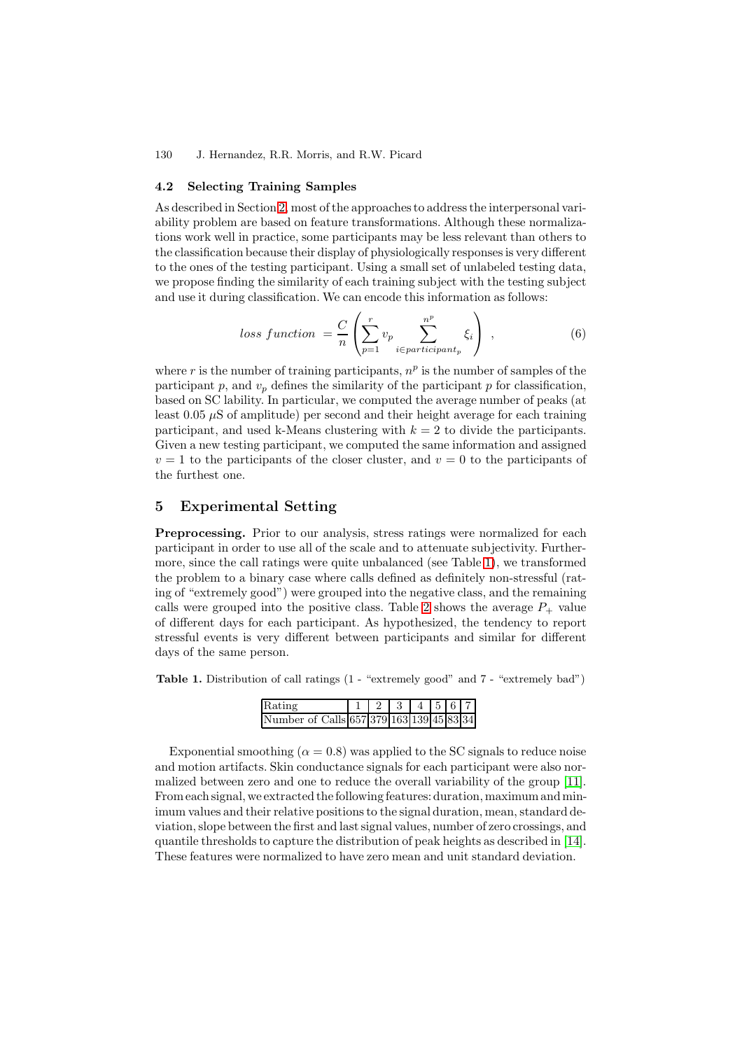### 4.2 Selecting Training Samples

As described in Section 2, most of the approaches to address the interpersonal variability problem are based on feature transformations. Although these normalizations work well in practice, some participants may be less relevant than others to the classification because their display of physiologically responses is very different to the ones of the testing participant. Using a small set of unlabeled testing data, we propose finding the similarity of each training subject with the testing subject and use it during classification. We can encode this information as follows:

$$loss\ function\ = \frac{C}{n}\left(\sum_{p=1}^{r} v_p \sum_{i \in participant_p}^{n^p} \xi_i\right)\ , \tag{6}$$

where $r$ is the number of training participants, $n^p$ is the number of samples of the participant $p$, and $v_p$ defines the similarity of the participant $p$ for classification, based on SC lability. In particular, we computed the average number of peaks (at least 0.05 $\mu$S of amplitude) per second and their height average for each training participant, and used k-Means clustering with $k = 2$ to divide the participants. Given a new testing participant, we computed the same information and assigned $v = 1$ to the participants of the closer cluster, and $v = 0$ to the participants of the furthest one.

## 5 Experimental Setting

**Preprocessing.** Prior to our analysis, stress ratings were normalized for each participant in order to use all of the scale and to attenuate subjectivity. Furthermore, since the call ratings were quite unbalanced (see Table 1), we transformed the problem to a binary case where calls defined as definitely non-stressful (rating of "extremely good") were grouped into the negative class, and the remaining calls were grouped into the positive class. Table 2 shows the average $P_+$ value of different days for each participant. As hypothesized, the tendency to report stressful events is very different between participants and similar for different days of the same person.

**Table 1.** Distribution of call ratings (1 - "extremely good" and 7 - "extremely bad")

| Rating | 1 | 2 | 3 | 4 | 5 | 6 | 7 |
|---|---|---|---|---|---|---|---|
| Number of Calls | 657 | 379 | 163 | 139 | 45 | 83 | 34 |

Exponential smoothing ($\alpha = 0.8$) was applied to the SC signals to reduce noise and motion artifacts. Skin conductance signals for each participant were also normalized between zero and one to reduce the overall variability of the group [11]. From each signal, we extracted the following features: duration, maximum and minimum values and their relative positions to the signal duration, mean, standard deviation, slope between the first and last signal values, number of zero crossings, and quantile thresholds to capture the distribution of peak heights as described in [14]. These features were normalized to have zero mean and unit standard deviation.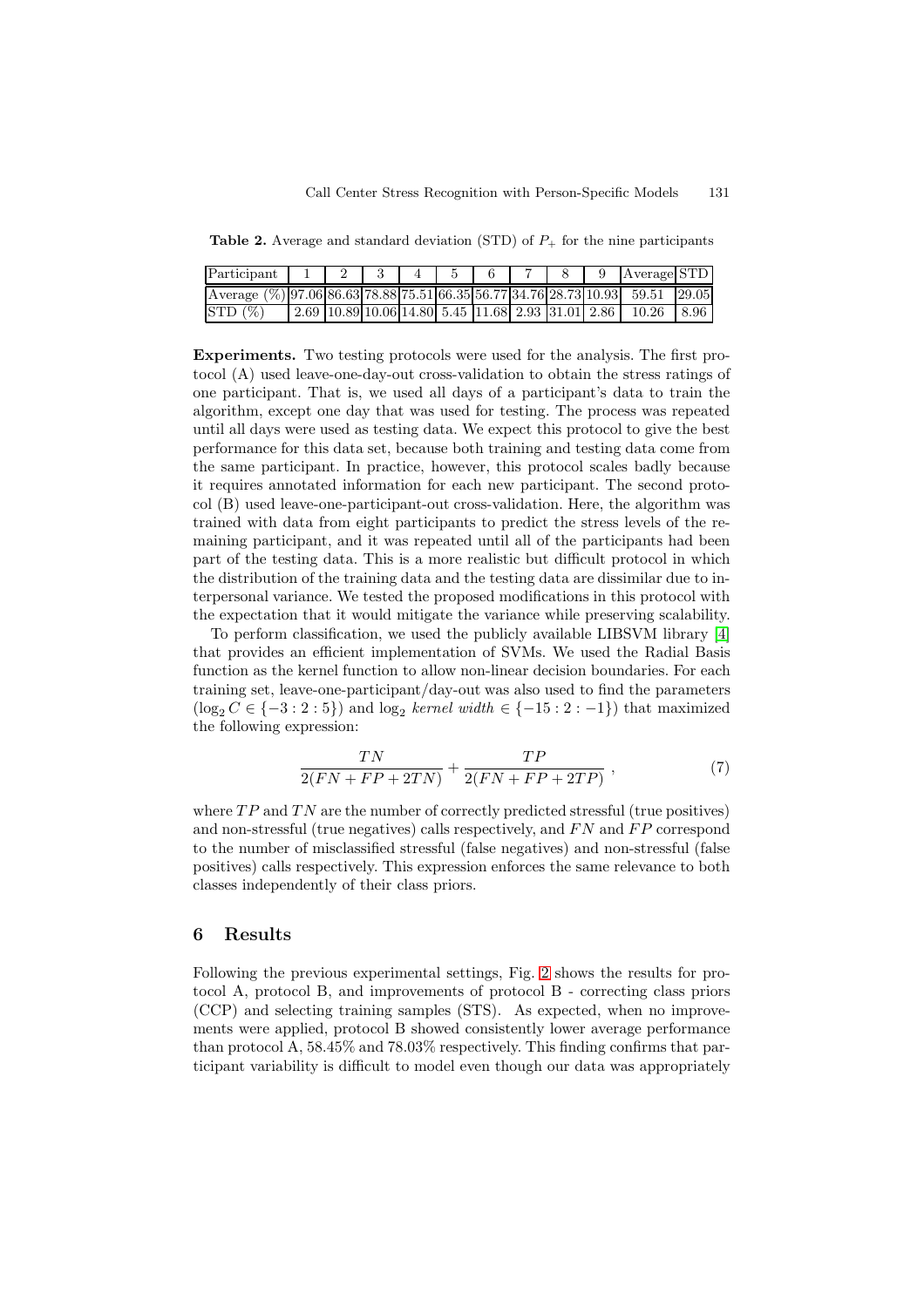**Table 2.** Average and standard deviation (STD) of $P_+$ for the nine participants

| Participant | 1 | 2 | 3 | 4 | 5 | 6 | 7 | 8 | 9 | Average | STD |
|---|---|---|---|---|---|---|---|---|---|---|---|
| Average (%) | 97.06 | 86.63 | 78.88 | 75.51 | 66.35 | 56.77 | 34.76 | 28.73 | 10.93 | 59.51 | 29.05 |
| STD (%) | 2.69 | 10.89 | 10.06 | 14.80 | 5.45 | 11.68 | 2.93 | 31.01 | 2.86 | 10.26 | 8.96 |

**Experiments.** Two testing protocols were used for the analysis. The first protocol (A) used leave-one-day-out cross-validation to obtain the stress ratings of one participant. That is, we used all days of a participant's data to train the algorithm, except one day that was used for testing. The process was repeated until all days were used as testing data. We expect this protocol to give the best performance for this data set, because both training and testing data come from the same participant. In practice, however, this protocol scales badly because it requires annotated information for each new participant. The second protocol (B) used leave-one-participant-out cross-validation. Here, the algorithm was trained with data from eight participants to predict the stress levels of the remaining participant, and it was repeated until all of the participants had been part of the testing data. This is a more realistic but difficult protocol in which the distribution of the training data and the testing data are dissimilar due to interpersonal variance. We tested the proposed modifications in this protocol with the expectation that it would mitigate the variance while preserving scalability.

To perform classification, we used the publicly available LIBSVM library [4] that provides an efficient implementation of SVMs. We used the Radial Basis function as the kernel function to allow non-linear decision boundaries. For each training set, leave-one-participant/day-out was also used to find the parameters ($\log_2 C \in \{-3:2:5\}$) and $\log_2$ *kernel width* $\in \{-15:2:-1\}$) that maximized the following expression:

$$\frac{TN}{2(FN+FP+2TN)} + \frac{TP}{2(FN+FP+2TP)}\ , \tag{7}$$

where $TP$ and $TN$ are the number of correctly predicted stressful (true positives) and non-stressful (true negatives) calls respectively, and $FN$ and $FP$ correspond to the number of misclassified stressful (false negatives) and non-stressful (false positives) calls respectively. This expression enforces the same relevance to both classes independently of their class priors.

## 6 Results

Following the previous experimental settings, Fig. 2 shows the results for protocol A, protocol B, and improvements of protocol B - correcting class priors (CCP) and selecting training samples (STS). As expected, when no improvements were applied, protocol B showed consistently lower average performance than protocol A, 58.45% and 78.03% respectively. This finding confirms that participant variability is difficult to model even though our data was appropriately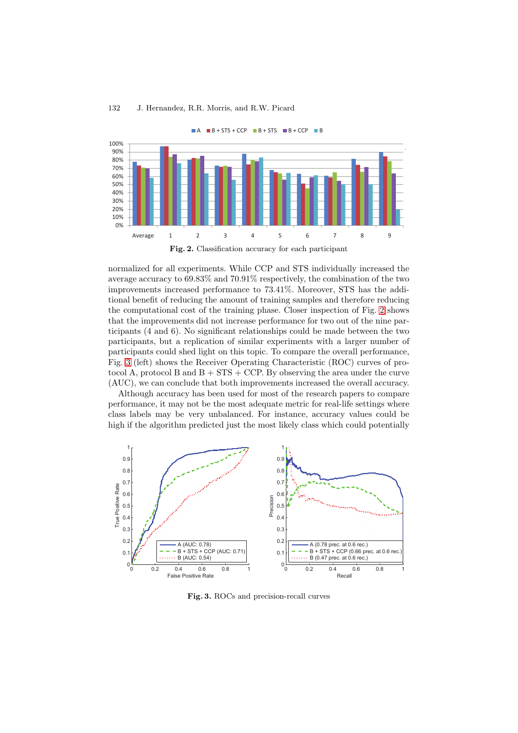**Fig. 2.** Classification accuracy for each participant

normalized for all experiments. While CCP and STS individually increased the average accuracy to 69.83% and 70.91% respectively, the combination of the two improvements increased performance to 73.41%. Moreover, STS has the additional benefit of reducing the amount of training samples and therefore reducing the computational cost of the training phase. Closer inspection of Fig. 2 shows that the improvements did not increase performance for two out of the nine participants (4 and 6). No significant relationships could be made between the two participants, but a replication of similar experiments with a larger number of participants could shed light on this topic. To compare the overall performance, Fig. 3 (left) shows the Receiver Operating Characteristic (ROC) curves of protocol A, protocol B and B + STS + CCP. By observing the area under the curve (AUC), we can conclude that both improvements increased the overall accuracy.

Although accuracy has been used for most of the research papers to compare performance, it may not be the most adequate metric for real-life settings where class labels may be very unbalanced. For instance, accuracy values could be high if the algorithm predicted just the most likely class which could potentially

**Fig. 3.** ROCs and precision-recall curves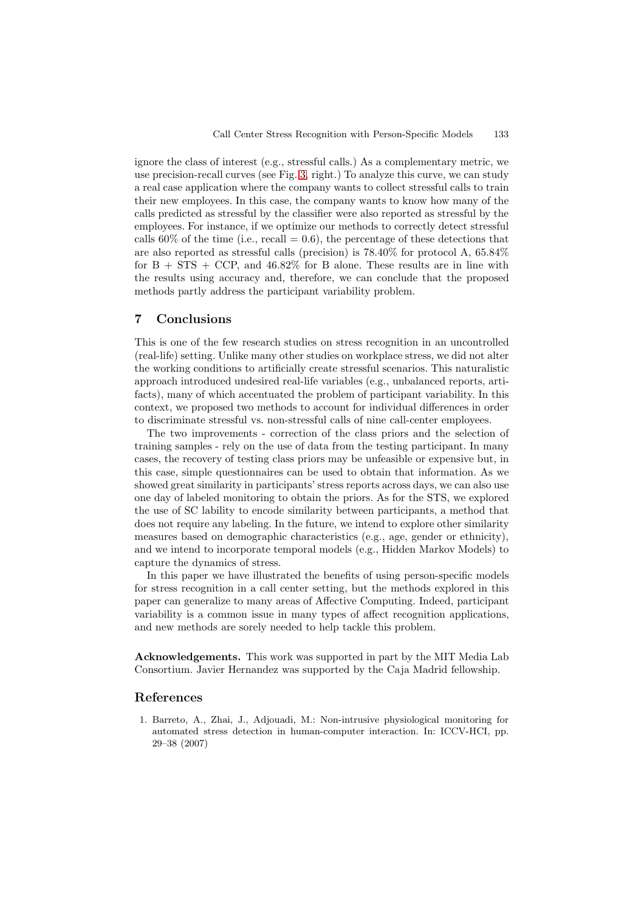ignore the class of interest (e.g., stressful calls.) As a complementary metric, we use precision-recall curves (see Fig. 3, right.) To analyze this curve, we can study a real case application where the company wants to collect stressful calls to train their new employees. In this case, the company wants to know how many of the calls predicted as stressful by the classifier were also reported as stressful by the employees. For instance, if we optimize our methods to correctly detect stressful calls 60% of the time (i.e., recall = 0.6), the percentage of these detections that are also reported as stressful calls (precision) is 78.40% for protocol A, 65.84% for B + STS + CCP, and 46.82% for B alone. These results are in line with the results using accuracy and, therefore, we can conclude that the proposed methods partly address the participant variability problem.

## 7 Conclusions

This is one of the few research studies on stress recognition in an uncontrolled (real-life) setting. Unlike many other studies on workplace stress, we did not alter the working conditions to artificially create stressful scenarios. This naturalistic approach introduced undesired real-life variables (e.g., unbalanced reports, artifacts), many of which accentuated the problem of participant variability. In this context, we proposed two methods to account for individual differences in order to discriminate stressful vs. non-stressful calls of nine call-center employees.

The two improvements - correction of the class priors and the selection of training samples - rely on the use of data from the testing participant. In many cases, the recovery of testing class priors may be unfeasible or expensive but, in this case, simple questionnaires can be used to obtain that information. As we showed great similarity in participants' stress reports across days, we can also use one day of labeled monitoring to obtain the priors. As for the STS, we explored the use of SC lability to encode similarity between participants, a method that does not require any labeling. In the future, we intend to explore other similarity measures based on demographic characteristics (e.g., age, gender or ethnicity), and we intend to incorporate temporal models (e.g., Hidden Markov Models) to capture the dynamics of stress.

In this paper we have illustrated the benefits of using person-specific models for stress recognition in a call center setting, but the methods explored in this paper can generalize to many areas of Affective Computing. Indeed, participant variability is a common issue in many types of affect recognition applications, and new methods are sorely needed to help tackle this problem.

**Acknowledgements.** This work was supported in part by the MIT Media Lab Consortium. Javier Hernandez was supported by the Caja Madrid fellowship.

## References

1. Barreto, A., Zhai, J., Adjouadi, M.: Non-intrusive physiological monitoring for automated stress detection in human-computer interaction. In: ICCV-HCI, pp. 29–38 (2007)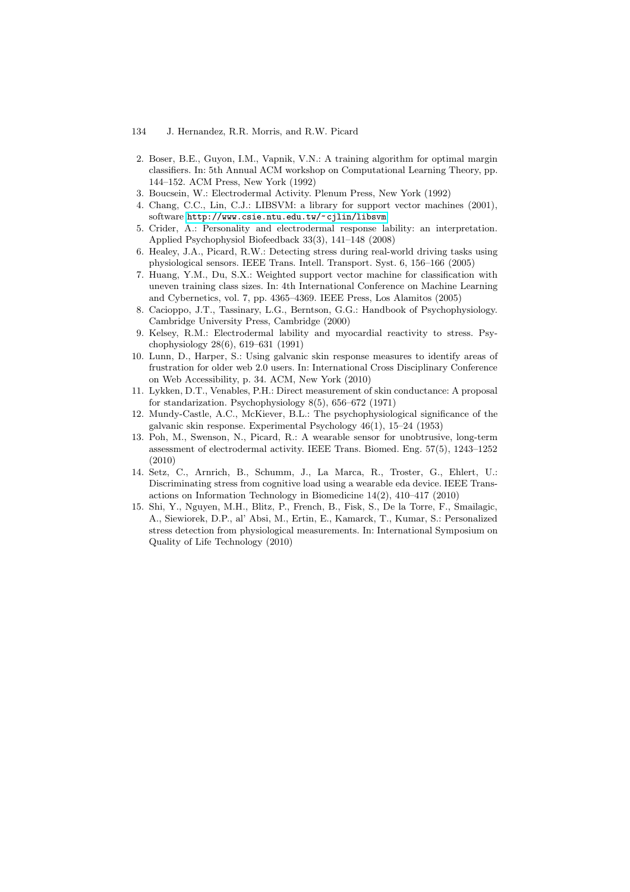2. Boser, B.E., Guyon, I.M., Vapnik, V.N.: A training algorithm for optimal margin classifiers. In: 5th Annual ACM workshop on Computational Learning Theory, pp. 144–152. ACM Press, New York (1992)
3. Boucsein, W.: Electrodermal Activity. Plenum Press, New York (1992)
4. Chang, C.C., Lin, C.J.: LIBSVM: a library for support vector machines (2001), software http://www.csie.ntu.edu.tw/~cjlin/libsvm
5. Crider, A.: Personality and electrodermal response lability: an interpretation. Applied Psychophysiol Biofeedback 33(3), 141–148 (2008)
6. Healey, J.A., Picard, R.W.: Detecting stress during real-world driving tasks using physiological sensors. IEEE Trans. Intell. Transport. Syst. 6, 156–166 (2005)
7. Huang, Y.M., Du, S.X.: Weighted support vector machine for classification with uneven training class sizes. In: 4th International Conference on Machine Learning and Cybernetics, vol. 7, pp. 4365–4369. IEEE Press, Los Alamitos (2005)
8. Cacioppo, J.T., Tassinary, L.G., Berntson, G.G.: Handbook of Psychophysiology. Cambridge University Press, Cambridge (2000)
9. Kelsey, R.M.: Electrodermal lability and myocardial reactivity to stress. Psychophysiology 28(6), 619–631 (1991)
10. Lunn, D., Harper, S.: Using galvanic skin response measures to identify areas of frustration for older web 2.0 users. In: International Cross Disciplinary Conference on Web Accessibility, p. 34. ACM, New York (2010)
11. Lykken, D.T., Venables, P.H.: Direct measurement of skin conductance: A proposal for standarization. Psychophysiology 8(5), 656–672 (1971)
12. Mundy-Castle, A.C., McKiever, B.L.: The psychophysiological significance of the galvanic skin response. Experimental Psychology 46(1), 15–24 (1953)
13. Poh, M., Swenson, N., Picard, R.: A wearable sensor for unobtrusive, long-term assessment of electrodermal activity. IEEE Trans. Biomed. Eng. 57(5), 1243–1252 (2010)
14. Setz, C., Arnrich, B., Schumm, J., La Marca, R., Troster, G., Ehlert, U.: Discriminating stress from cognitive load using a wearable eda device. IEEE Transactions on Information Technology in Biomedicine 14(2), 410–417 (2010)
15. Shi, Y., Nguyen, M.H., Blitz, P., French, B., Fisk, S., De la Torre, F., Smailagic, A., Siewiorek, D.P., al' Absi, M., Ertin, E., Kamarck, T., Kumar, S.: Personalized stress detection from physiological measurements. In: International Symposium on Quality of Life Technology (2010)